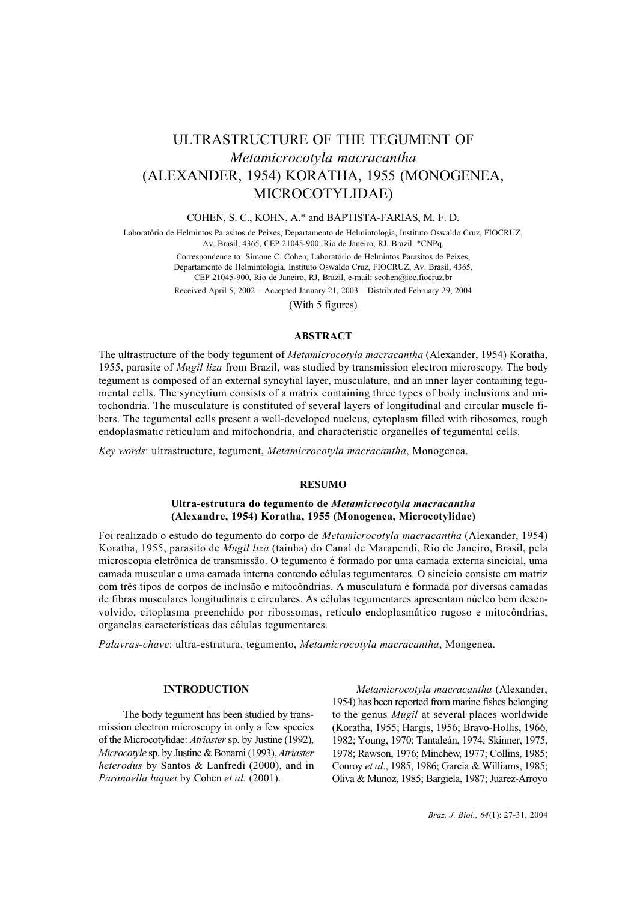# ULTRASTRUCTURE OF THE TEGUMENT OF *Metamicrocotyla macracantha* (ALEXANDER, 1954) KORATHA, 1955 (MONOGENEA, MICROCOTYLIDAE)

COHEN, S. C., KOHN, A.* and BAPTISTA-FARIAS, M. F. D.

Laboratório de Helmintos Parasitos de Peixes, Departamento de Helmintologia, Instituto Oswaldo Cruz, FIOCRUZ, Av. Brasil, 4365, CEP 21045-900, Rio de Janeiro, RJ, Brazil. *CNPq.

Correspondence to: Simone C. Cohen, Laboratório de Helmintos Parasitos de Peixes, Departamento de Helmintologia, Instituto Oswaldo Cruz, FIOCRUZ, Av. Brasil, 4365, CEP 21045-900, Rio de Janeiro, RJ, Brazil, e-mail: scohen@ioc.fiocruz.br

Received April 5, 2002 – Accepted January 21, 2003 – Distributed February 29, 2004

(With 5 figures)

## ABSTRACT

The ultrastructure of the body tegument of *Metamicrocotyla macracantha* (Alexander, 1954) Koratha, 1955, parasite of *Mugil liza* from Brazil, was studied by transmission electron microscopy. The body tegument is composed of an external syncytial layer, musculature, and an inner layer containing tegumental cells. The syncytium consists of a matrix containing three types of body inclusions and mitochondria. The musculature is constituted of several layers of longitudinal and circular muscle fibers. The tegumental cells present a well-developed nucleus, cytoplasm filled with ribosomes, rough endoplasmatic reticulum and mitochondria, and characteristic organelles of tegumental cells.

*Key words*: ultrastructure, tegument, *Metamicrocotyla macracantha*, Monogenea.

## RESUMO

**Ultra-estrutura do tegumento de *Metamicrocotyla macracantha* (Alexandre, 1954) Koratha, 1955 (Monogenea, Microcotylidae)**

Foi realizado o estudo do tegumento do corpo de *Metamicrocotyla macracantha* (Alexander, 1954) Koratha, 1955, parasito de *Mugil liza* (tainha) do Canal de Marapendi, Rio de Janeiro, Brasil, pela microscopia eletrônica de transmissão. O tegumento é formado por uma camada externa sincicial, uma camada muscular e uma camada interna contendo células tegumentares. O sincício consiste em matriz com três tipos de corpos de inclusão e mitocôndrias. A musculatura é formada por diversas camadas de fibras musculares longitudinais e circulares. As células tegumentares apresentam núcleo bem desenvolvido, citoplasma preenchido por ribossomas, retículo endoplasmático rugoso e mitocôndrias, organelas características das células tegumentares.

*Palavras-chave*: ultra-estrutura, tegumento, *Metamicrocotyla macracantha*, Mongenea.

## INTRODUCTION

The body tegument has been studied by transmission electron microscopy in only a few species of the Microcotylidae: *Atriaster* sp. by Justine (1992), *Microcotyle* sp. by Justine & Bonami (1993), *Atriaster heterodus* by Santos & Lanfredi (2000), and in *Paranaella luquei* by Cohen *et al.* (2001).

*Metamicrocotyla macracantha* (Alexander, 1954) has been reported from marine fishes belonging to the genus *Mugil* at several places worldwide (Koratha, 1955; Hargis, 1956; Bravo-Hollis, 1966, 1982; Young, 1970; Tantaleán, 1974; Skinner, 1975, 1978; Rawson, 1976; Minchew, 1977; Collins, 1985; Conroy *et al*., 1985, 1986; Garcia & Williams, 1985; Oliva & Munoz, 1985; Bargiela, 1987; Juarez-Arroyo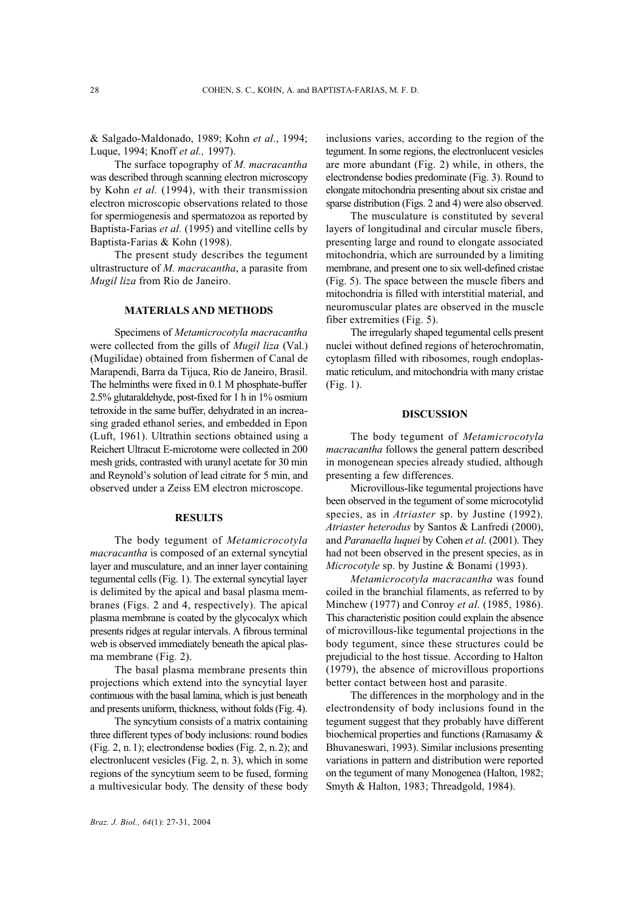& Salgado-Maldonado, 1989; Kohn *et al*., 1994; Luque, 1994; Knoff *et al.,* 1997).

The surface topography of *M. macracantha* was described through scanning electron microscopy by Kohn *et al.* (1994), with their transmission electron microscopic observations related to those for spermiogenesis and spermatozoa as reported by Baptista-Farias *et al.* (1995) and vitelline cells by Baptista-Farias & Kohn (1998).

The present study describes the tegument ultrastructure of *M. macracantha*, a parasite from *Mugil liza* from Rio de Janeiro.

## MATERIALS AND METHODS

Specimens of *Metamicrocotyla macracantha* were collected from the gills of *Mugil liza* (Val.) (Mugilidae) obtained from fishermen of Canal de Marapendi, Barra da Tijuca, Rio de Janeiro, Brasil. The helminths were fixed in 0.1 M phosphate-buffer 2.5% glutaraldehyde, post-fixed for 1 h in 1% osmium tetroxide in the same buffer, dehydrated in an increasing graded ethanol series, and embedded in Epon (Luft, 1961). Ultrathin sections obtained using a Reichert Ultracut E-microtome were collected in 200 mesh grids, contrasted with uranyl acetate for 30 min and Reynold's solution of lead citrate for 5 min, and observed under a Zeiss EM electron microscope.

## RESULTS

The body tegument of *Metamicrocotyla macracantha* is composed of an external syncytial layer and musculature, and an inner layer containing tegumental cells (Fig. 1). The external syncytial layer is delimited by the apical and basal plasma membranes (Figs. 2 and 4, respectively). The apical plasma membrane is coated by the glycocalyx which presents ridges at regular intervals. A fibrous terminal web is observed immediately beneath the apical plasma membrane (Fig. 2).

The basal plasma membrane presents thin projections which extend into the syncytial layer continuous with the basal lamina, which is just beneath and presents uniform, thickness, without folds (Fig. 4).

The syncytium consists of a matrix containing three different types of body inclusions: round bodies (Fig. 2, n. 1); electrondense bodies (Fig. 2, n. 2); and electronlucent vesicles (Fig. 2, n. 3), which in some regions of the syncytium seem to be fused, forming a multivesicular body. The density of these body inclusions varies, according to the region of the tegument. In some regions, the electronlucent vesicles are more abundant (Fig. 2) while, in others, the electrondense bodies predominate (Fig. 3). Round to elongate mitochondria presenting about six cristae and sparse distribution (Figs. 2 and 4) were also observed.

The musculature is constituted by several layers of longitudinal and circular muscle fibers, presenting large and round to elongate associated mitochondria, which are surrounded by a limiting membrane, and present one to six well-defined cristae (Fig. 5). The space between the muscle fibers and mitochondria is filled with interstitial material, and neuromuscular plates are observed in the muscle fiber extremities (Fig. 5).

The irregularly shaped tegumental cells present nuclei without defined regions of heterochromatin, cytoplasm filled with ribosomes, rough endoplasmatic reticulum, and mitochondria with many cristae (Fig. 1).

## DISCUSSION

The body tegument of *Metamicrocotyla macracantha* follows the general pattern described in monogenean species already studied, although presenting a few differences.

Microvillous-like tegumental projections have been observed in the tegument of some microcotylid species, as in *Atriaster* sp. by Justine (1992), *Atriaster heterodus* by Santos & Lanfredi (2000), and *Paranaella luquei* by Cohen *et al*. (2001). They had not been observed in the present species, as in *Microcotyle* sp. by Justine & Bonami (1993).

*Metamicrocotyla macracantha* was found coiled in the branchial filaments, as referred to by Minchew (1977) and Conroy *et al.* (1985, 1986). This characteristic position could explain the absence of microvillous-like tegumental projections in the body tegument, since these structures could be prejudicial to the host tissue. According to Halton (1979), the absence of microvillous proportions better contact between host and parasite.

The differences in the morphology and in the electrondensity of body inclusions found in the tegument suggest that they probably have different biochemical properties and functions (Ramasamy & Bhuvaneswari, 1993). Similar inclusions presenting variations in pattern and distribution were reported on the tegument of many Monogenea (Halton, 1982; Smyth & Halton, 1983; Threadgold, 1984).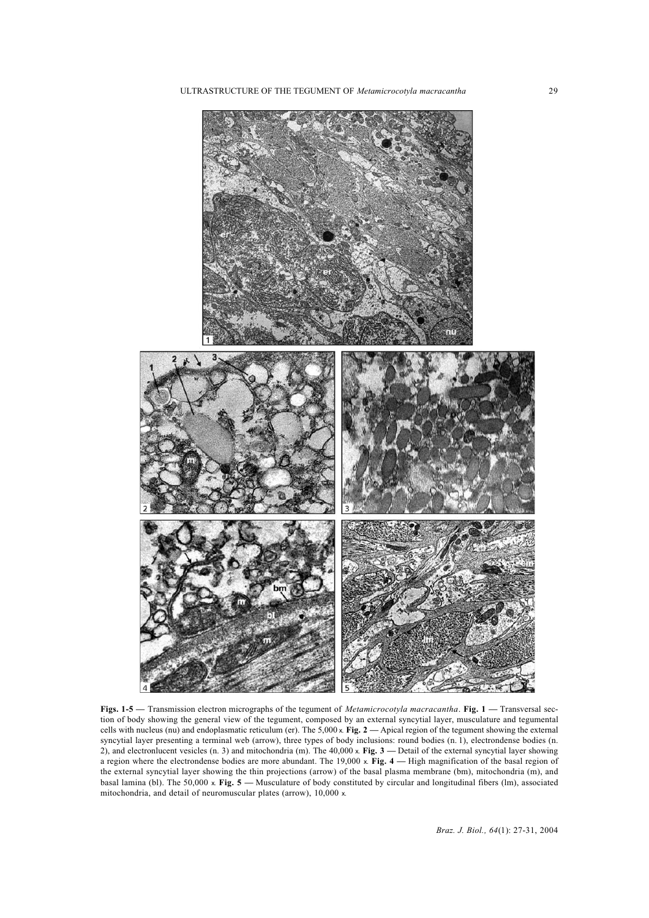**Figs. 1-5** — Transmission electron micrographs of the tegument of *Metamicrocotyla macracantha*. **Fig. 1** — Transversal section of body showing the general view of the tegument, composed by an external syncytial layer, musculature and tegumental cells with nucleus (nu) and endoplasmatic reticulum (er). The 5,000 x. **Fig. 2** — Apical region of the tegument showing the external syncytial layer presenting a terminal web (arrow), three types of body inclusions: round bodies (n. 1), electrondense bodies (n. 2), and electronlucent vesicles (n. 3) and mitochondria (m). The 40,000 x. **Fig. 3** — Detail of the external syncytial layer showing a region where the electrondense bodies are more abundant. The 19,000 x. **Fig. 4** — High magnification of the basal region of the external syncytial layer showing the thin projections (arrow) of the basal plasma membrane (bm), mitochondria (m), and basal lamina (bl). The 50,000 x. **Fig. 5** — Musculature of body constituted by circular and longitudinal fibers (lm), associated mitochondria, and detail of neuromuscular plates (arrow), 10,000 x.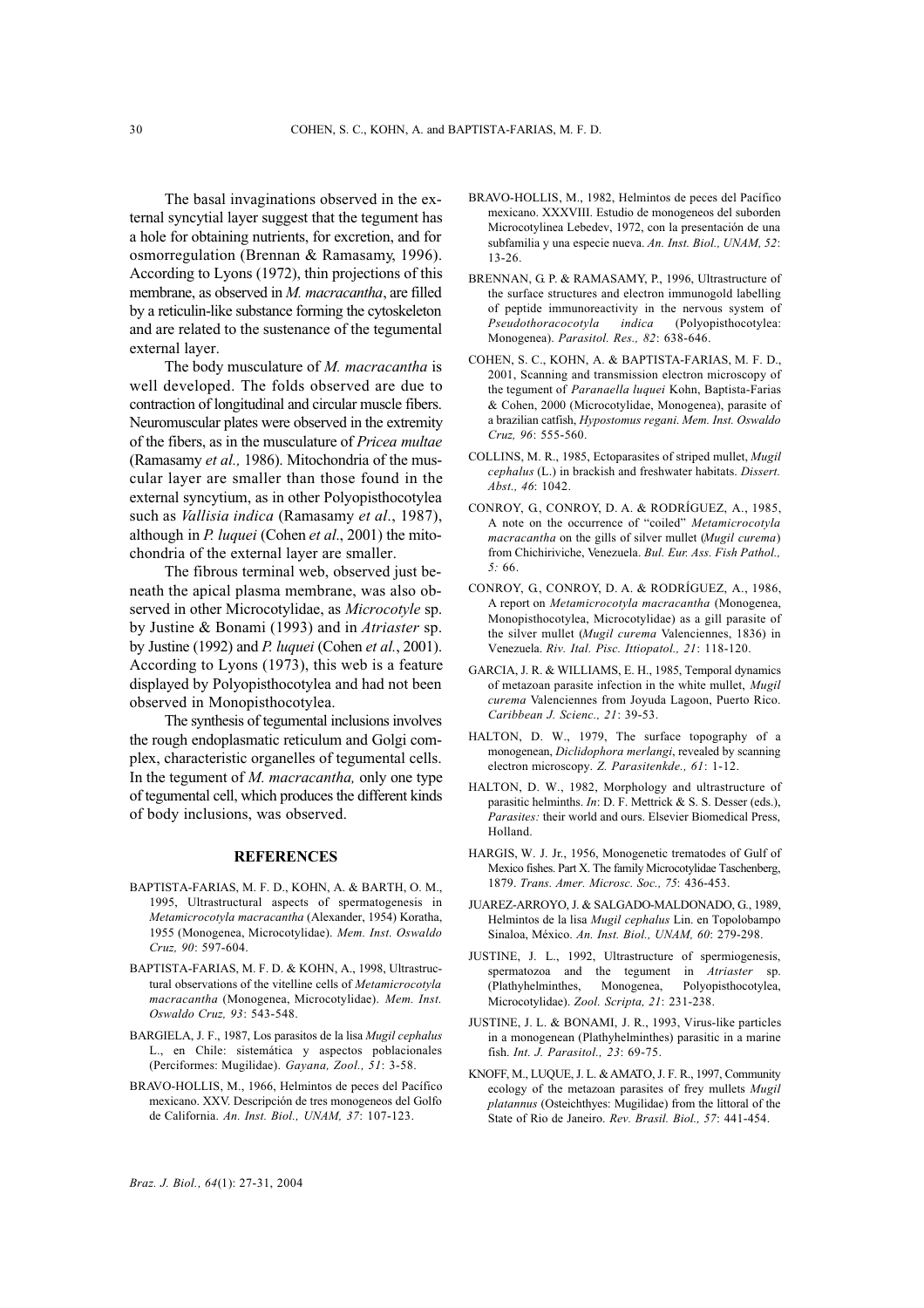The basal invaginations observed in the external syncytial layer suggest that the tegument has a hole for obtaining nutrients, for excretion, and for osmorregulation (Brennan & Ramasamy, 1996). According to Lyons (1972), thin projections of this membrane, as observed in *M. macracantha*, are filled by a reticulin-like substance forming the cytoskeleton and are related to the sustenance of the tegumental external layer.

The body musculature of *M. macracantha* is well developed. The folds observed are due to contraction of longitudinal and circular muscle fibers. Neuromuscular plates were observed in the extremity of the fibers, as in the musculature of *Pricea multae* (Ramasamy *et al.,* 1986). Mitochondria of the muscular layer are smaller than those found in the external syncytium, as in other Polyopisthocotylea such as *Vallisia indica* (Ramasamy *et al*., 1987), although in *P. luquei* (Cohen *et al*., 2001) the mitochondria of the external layer are smaller.

The fibrous terminal web, observed just beneath the apical plasma membrane, was also observed in other Microcotylidae, as *Microcotyle* sp. by Justine & Bonami (1993) and in *Atriaster* sp. by Justine (1992) and *P. luquei* (Cohen *et al.*, 2001). According to Lyons (1973), this web is a feature displayed by Polyopisthocotylea and had not been observed in Monopisthocotylea.

The synthesis of tegumental inclusions involves the rough endoplasmatic reticulum and Golgi complex, characteristic organelles of tegumental cells. In the tegument of *M. macracantha,* only one type of tegumental cell, which produces the different kinds of body inclusions, was observed.

## REFERENCES

BAPTISTA-FARIAS, M. F. D., KOHN, A. & BARTH, O. M., 1995, Ultrastructural aspects of spermatogenesis in *Metamicrocotyla macracantha* (Alexander, 1954) Koratha, 1955 (Monogenea, Microcotylidae). *Mem. Inst. Oswaldo Cruz, 90*: 597-604.

BAPTISTA-FARIAS, M. F. D. & KOHN, A., 1998, Ultrastructural observations of the vitelline cells of *Metamicrocotyla macracantha* (Monogenea, Microcotylidae). *Mem. Inst. Oswaldo Cruz, 93*: 543-548.

BARGIELA, J. F., 1987, Los parasitos de la lisa *Mugil cephalus* L., en Chile: sistemática y aspectos poblacionales (Perciformes: Mugilidae). *Gayana, Zool., 51*: 3-58.

BRAVO-HOLLIS, M., 1966, Helmintos de peces del Pacífico mexicano. XXV. Descripción de tres monogeneos del Golfo de California. *An. Inst. Biol., UNAM, 37*: 107-123.

BRAVO-HOLLIS, M., 1982, Helmintos de peces del Pacífico mexicano. XXXVIII. Estudio de monogeneos del suborden Microcotylinea Lebedev, 1972, con la presentación de una subfamilia y una especie nueva. *An. Inst. Biol., UNAM, 52*: 13-26.

BRENNAN, G. P. & RAMASAMY, P., 1996, Ultrastructure of the surface structures and electron immunogold labelling of peptide immunoreactivity in the nervous system of *Pseudothoracocotyla indica* (Polyopisthocotylea: Monogenea). *Parasitol. Res., 82*: 638-646.

COHEN, S. C., KOHN, A. & BAPTISTA-FARIAS, M. F. D., 2001, Scanning and transmission electron microscopy of the tegument of *Paranaella luquei* Kohn, Baptista-Farias & Cohen, 2000 (Microcotylidae, Monogenea), parasite of a brazilian catfish, *Hypostomus regani. Mem. Inst. Oswaldo Cruz, 96*: 555-560.

COLLINS, M. R., 1985, Ectoparasites of striped mullet, *Mugil cephalus* (L.) in brackish and freshwater habitats. *Dissert. Abst., 46*: 1042.

CONROY, G., CONROY, D. A. & RODRÍGUEZ, A., 1985, A note on the occurrence of "coiled" *Metamicrocotyla macracantha* on the gills of silver mullet (*Mugil curema*) from Chichiriviche, Venezuela. *Bul. Eur. Ass. Fish Pathol., 5:* 66.

CONROY, G., CONROY, D. A. & RODRÍGUEZ, A., 1986, A report on *Metamicrocotyla macracantha* (Monogenea, Monopisthocotylea, Microcotylidae) as a gill parasite of the silver mullet (*Mugil curema* Valenciennes, 1836) in Venezuela. *Riv. Ital. Pisc. Ittiopatol., 21*: 118-120.

GARCIA, J. R. & WILLIAMS, E. H., 1985, Temporal dynamics of metazoan parasite infection in the white mullet, *Mugil curema* Valenciennes from Joyuda Lagoon, Puerto Rico. *Caribbean J. Scienc., 21*: 39-53.

HALTON, D. W., 1979, The surface topography of a monogenean, *Diclidophora merlangi*, revealed by scanning electron microscopy. *Z. Parasitenkde., 61*: 1-12.

HALTON, D. W., 1982, Morphology and ultrastructure of parasitic helminths. *In*: D. F. Mettrick & S. S. Desser (eds.), *Parasites:* their world and ours. Elsevier Biomedical Press, Holland.

HARGIS, W. J. Jr., 1956, Monogenetic trematodes of Gulf of Mexico fishes. Part X. The family Microcotylidae Taschenberg, 1879. *Trans. Amer. Microsc. Soc., 75*: 436-453.

JUAREZ-ARROYO, J. & SALGADO-MALDONADO, G., 1989, Helmintos de la lisa *Mugil cephalus* Lin. en Topolobampo Sinaloa, México. *An. Inst. Biol., UNAM, 60*: 279-298.

JUSTINE, J. L., 1992, Ultrastructure of spermiogenesis, spermatozoa and the tegument in *Atriaster* sp. (Plathyhelminthes, Monogenea, Polyopisthocotylea, Microcotylidae). *Zool. Scripta, 21*: 231-238.

JUSTINE, J. L. & BONAMI, J. R., 1993, Virus-like particles in a monogenean (Plathyhelminthes) parasitic in a marine fish. *Int. J. Parasitol., 23*: 69-75.

KNOFF, M., LUQUE, J. L. & AMATO, J. F. R., 1997, Community ecology of the metazoan parasites of frey mullets *Mugil platannus* (Osteichthyes: Mugilidae) from the littoral of the State of Rio de Janeiro. *Rev. Brasil. Biol., 57*: 441-454.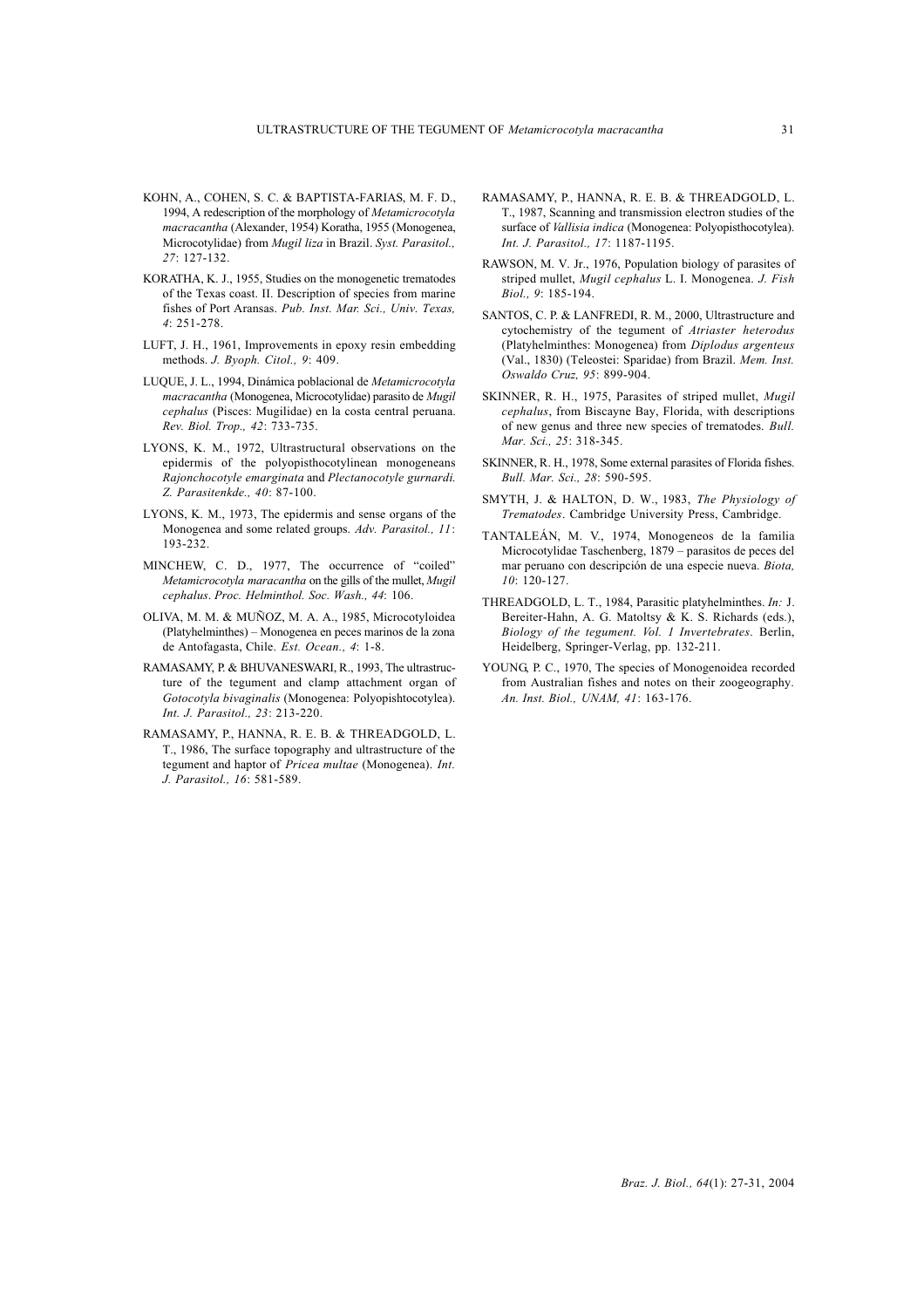KOHN, A., COHEN, S. C. & BAPTISTA-FARIAS, M. F. D., 1994, A redescription of the morphology of *Metamicrocotyla macracantha* (Alexander, 1954) Koratha, 1955 (Monogenea, Microcotylidae) from *Mugil liza* in Brazil. *Syst. Parasitol., 27*: 127-132.

KORATHA, K. J., 1955, Studies on the monogenetic trematodes of the Texas coast. II. Description of species from marine fishes of Port Aransas. *Pub. Inst. Mar. Sci., Univ. Texas, 4*: 251-278.

LUFT, J. H., 1961, Improvements in epoxy resin embedding methods. *J. Byoph. Citol., 9*: 409.

LUQUE, J. L., 1994, Dinámica poblacional de *Metamicrocotyla macracantha* (Monogenea, Microcotylidae) parasito de *Mugil cephalus* (Pisces: Mugilidae) en la costa central peruana. *Rev. Biol. Trop., 42*: 733-735.

LYONS, K. M., 1972, Ultrastructural observations on the epidermis of the polyopisthocotylinean monogeneans *Rajonchocotyle emarginata* and *Plectanocotyle gurnardi. Z. Parasitenkde., 40*: 87-100.

LYONS, K. M., 1973, The epidermis and sense organs of the Monogenea and some related groups. *Adv. Parasitol., 11*: 193-232.

MINCHEW, C. D., 1977, The occurrence of "coiled" *Metamicrocotyla maracantha* on the gills of the mullet, *Mugil cephalus*. *Proc. Helminthol. Soc. Wash., 44*: 106.

OLIVA, M. M. & MUÑOZ, M. A. A., 1985, Microcotyloidea (Platyhelminthes) – Monogenea en peces marinos de la zona de Antofagasta, Chile. *Est. Ocean., 4*: 1-8.

RAMASAMY, P. & BHUVANESWARI, R., 1993, The ultrastructure of the tegument and clamp attachment organ of *Gotocotyla bivaginalis* (Monogenea: Polyopishtocotylea). *Int. J. Parasitol., 23*: 213-220.

RAMASAMY, P., HANNA, R. E. B. & THREADGOLD, L. T., 1986, The surface topography and ultrastructure of the tegument and haptor of *Pricea multae* (Monogenea). *Int. J. Parasitol., 16*: 581-589.

RAMASAMY, P., HANNA, R. E. B. & THREADGOLD, L. T., 1987, Scanning and transmission electron studies of the surface of *Vallisia indica* (Monogenea: Polyopisthocotylea). *Int. J. Parasitol., 17*: 1187-1195.

RAWSON, M. V. Jr., 1976, Population biology of parasites of striped mullet, *Mugil cephalus* L. I. Monogenea. *J. Fish Biol., 9*: 185-194.

SANTOS, C. P. & LANFREDI, R. M., 2000, Ultrastructure and cytochemistry of the tegument of *Atriaster heterodus* (Platyhelminthes: Monogenea) from *Diplodus argenteus* (Val., 1830) (Teleostei: Sparidae) from Brazil. *Mem. Inst. Oswaldo Cruz, 95*: 899-904.

SKINNER, R. H., 1975, Parasites of striped mullet, *Mugil cephalus*, from Biscayne Bay, Florida, with descriptions of new genus and three new species of trematodes. *Bull. Mar. Sci., 25*: 318-345.

SKINNER, R. H., 1978, Some external parasites of Florida fishes. *Bull. Mar. Sci., 28*: 590-595.

SMYTH, J. & HALTON, D. W., 1983, *The Physiology of Trematodes*. Cambridge University Press, Cambridge.

TANTALEÁN, M. V., 1974, Monogeneos de la familia Microcotylidae Taschenberg, 1879 – parasitos de peces del mar peruano con descripción de una especie nueva. *Biota, 10*: 120-127.

THREADGOLD, L. T., 1984, Parasitic platyhelminthes. *In:* J. Bereiter-Hahn, A. G. Matoltsy & K. S. Richards (eds.), *Biology of the tegument. Vol. 1 Invertebrates*. Berlin, Heidelberg, Springer-Verlag, pp. 132-211.

YOUNG, P. C., 1970, The species of Monogenoidea recorded from Australian fishes and notes on their zoogeography. *An. Inst. Biol., UNAM, 41*: 163-176.